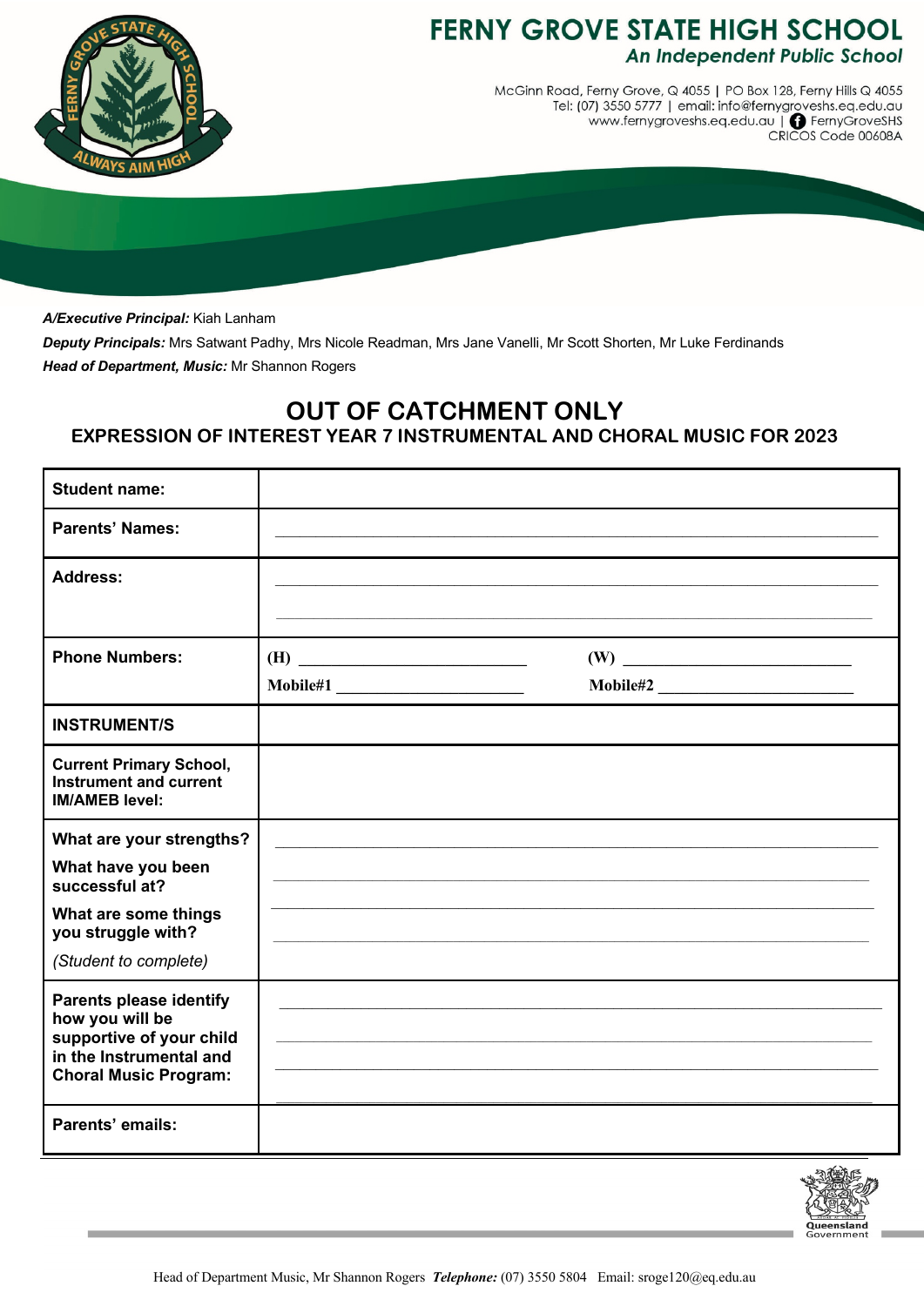# FERNY GROVE STATE HIGH SCHOOL

*An Independent Public School*

McGinn Road, Ferny Grove, Q 4055 | PO Box 128, Ferny Hills Q 4055
Tel: (07) 3550 5777 | email: info@fernygroveshs.eq.edu.au
www.fernygroveshs.eq.edu.au | FernyGroveSHS
CRICOS Code 00608A

***A/Executive Principal:*** Kiah Lanham

***Deputy Principals:*** Mrs Satwant Padhy, Mrs Nicole Readman, Mrs Jane Vanelli, Mr Scott Shorten, Mr Luke Ferdinands

***Head of Department, Music:*** Mr Shannon Rogers

## OUT OF CATCHMENT ONLY

### EXPRESSION OF INTEREST YEAR 7 INSTRUMENTAL AND CHORAL MUSIC FOR 2023

| | |
|---|---|
| **Student name:** | |
| **Parents' Names:** | ______________________________ |
| **Address:** | ______________________________ <br> ______________________________ |
| **Phone Numbers:** | **(H)** ______________ **(W)** ______________ <br> **Mobile#1** ______________ **Mobile#2** ______________ |
| **INSTRUMENT/S** | |
| **Current Primary School, Instrument and current IM/AMEB level:** | |
| **What are your strengths?** <br> **What have you been successful at?** <br> **What are some things you struggle with?** <br> *(Student to complete)* | ______________________________ <br> ______________________________ <br> ______________________________ <br> ______________________________ |
| **Parents please identify how you will be supportive of your child in the Instrumental and Choral Music Program:** | ______________________________ <br> ______________________________ <br> ______________________________ <br> ______________________________ |
| **Parents' emails:** | |

Head of Department Music, Mr Shannon Rogers ***Telephone:*** (07) 3550 5804 Email: sroge120@eq.edu.au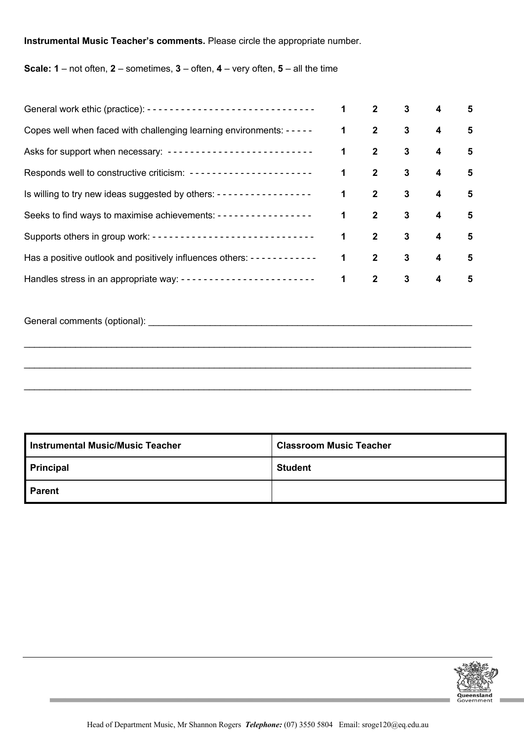**Instrumental Music Teacher's comments.** Please circle the appropriate number.

**Scale: 1** – not often, **2** – sometimes, **3** – often, **4** – very often, **5** – all the time

| | | | | | |
|---|---|---|---|---|---|
| General work ethic (practice): - - - - - - - - - - - - - - - - - - - - - - - - - - - - - - | **1** | **2** | **3** | **4** | **5** |
| Copes well when faced with challenging learning environments: - - - - - | **1** | **2** | **3** | **4** | **5** |
| Asks for support when necessary: - - - - - - - - - - - - - - - - - - - - - - - - - | **1** | **2** | **3** | **4** | **5** |
| Responds well to constructive criticism: - - - - - - - - - - - - - - - - - - - - - - | **1** | **2** | **3** | **4** | **5** |
| Is willing to try new ideas suggested by others: - - - - - - - - - - - - - - - - - | **1** | **2** | **3** | **4** | **5** |
| Seeks to find ways to maximise achievements: - - - - - - - - - - - - - - - - - | **1** | **2** | **3** | **4** | **5** |
| Supports others in group work: - - - - - - - - - - - - - - - - - - - - - - - - - - - - | **1** | **2** | **3** | **4** | **5** |
| Has a positive outlook and positively influences others: - - - - - - - - - - - - | **1** | **2** | **3** | **4** | **5** |
| Handles stress in an appropriate way: - - - - - - - - - - - - - - - - - - - - - - - - | **1** | **2** | **3** | **4** | **5** |

General comments (optional): ________________________________________________________________

________________________________________________________________________________________

________________________________________________________________________________________

________________________________________________________________________________________

| | |
|---|---|
| **Instrumental Music/Music Teacher** | **Classroom Music Teacher** |
| **Principal** | **Student** |
| **Parent** | |

Head of Department Music, Mr Shannon Rogers ***Telephone:*** (07) 3550 5804 Email: sroge120@eq.edu.au